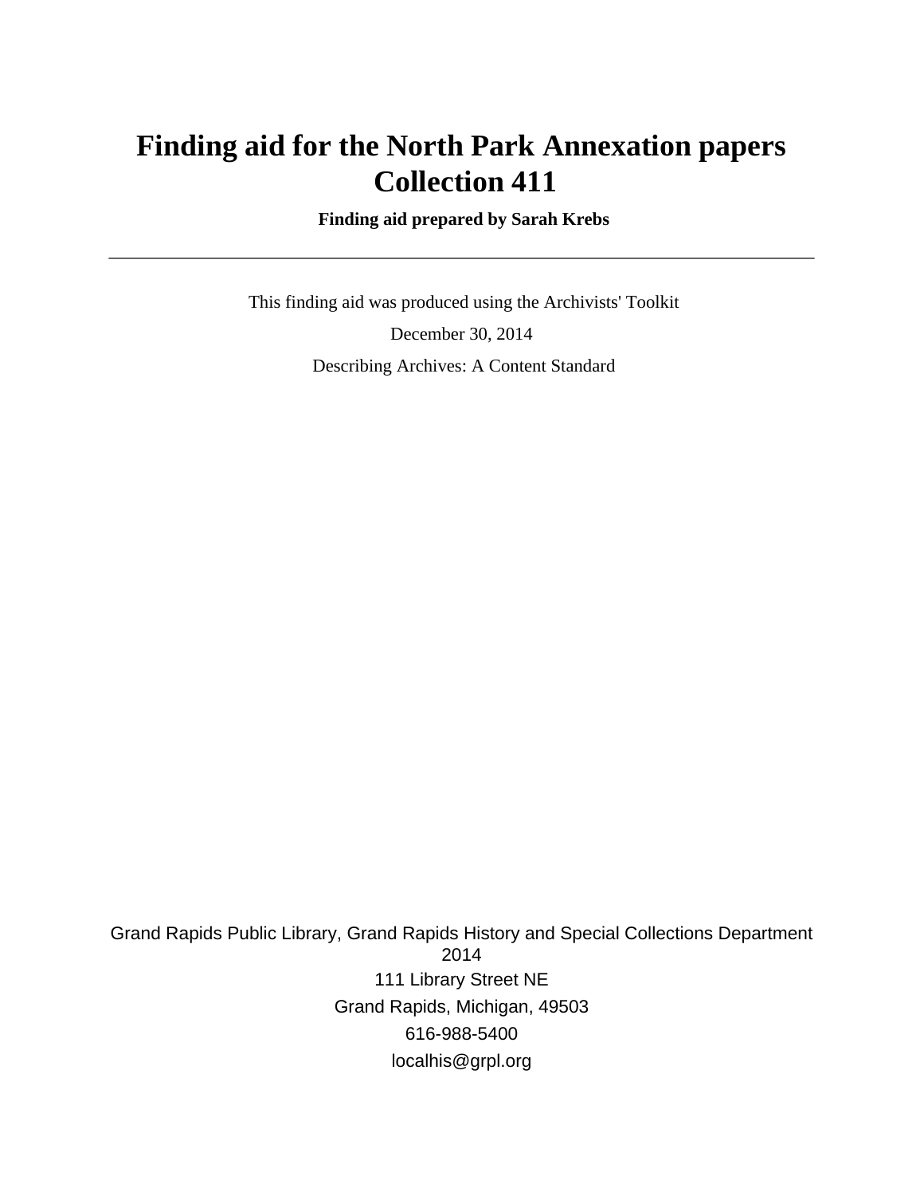# Finding aid for the North Park Annexation papers Collection 411

**Finding aid prepared by Sarah Krebs**

---

This finding aid was produced using the Archivists' Toolkit

December 30, 2014

Describing Archives: A Content Standard

Grand Rapids Public Library, Grand Rapids History and Special Collections Department
2014

111 Library Street NE

Grand Rapids, Michigan, 49503

616-988-5400

localhis@grpl.org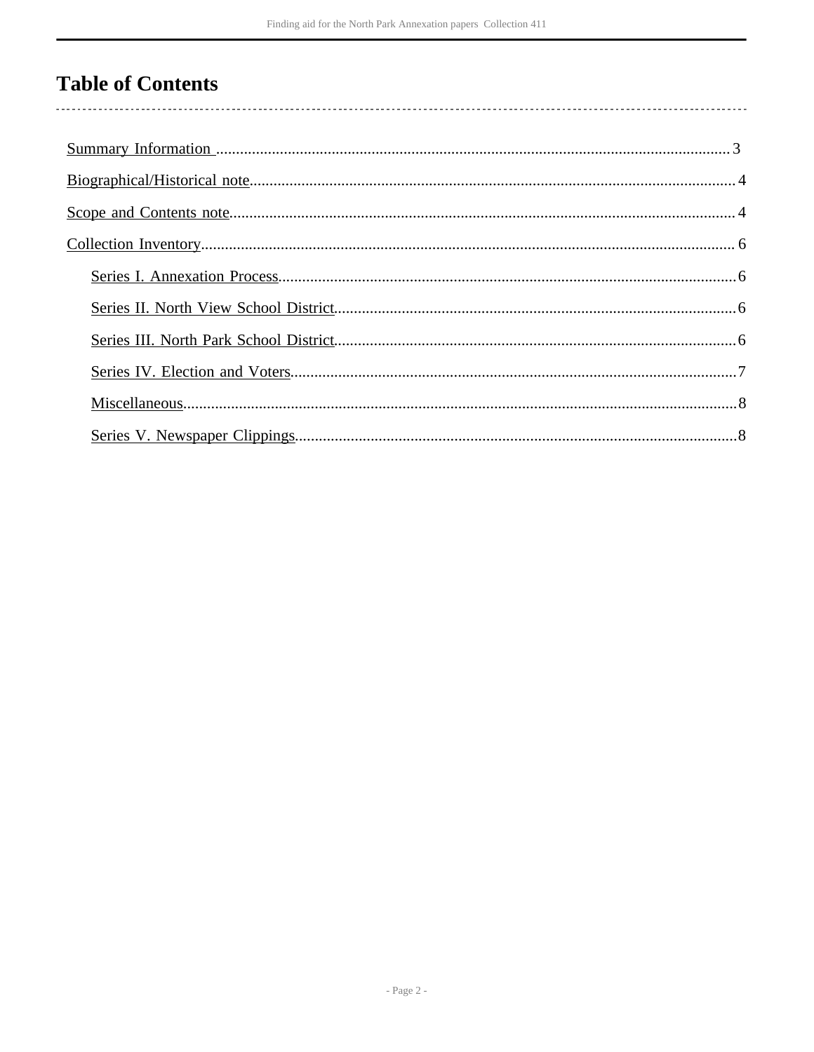# Table of Contents

- Summary Information ..... 3
- Biographical/Historical note..... 4
- Scope and Contents note..... 4
- Collection Inventory..... 6
  - Series I. Annexation Process..... 6
  - Series II. North View School District..... 6
  - Series III. North Park School District..... 6
  - Series IV. Election and Voters..... 7
  - Miscellaneous..... 8
  - Series V. Newspaper Clippings..... 8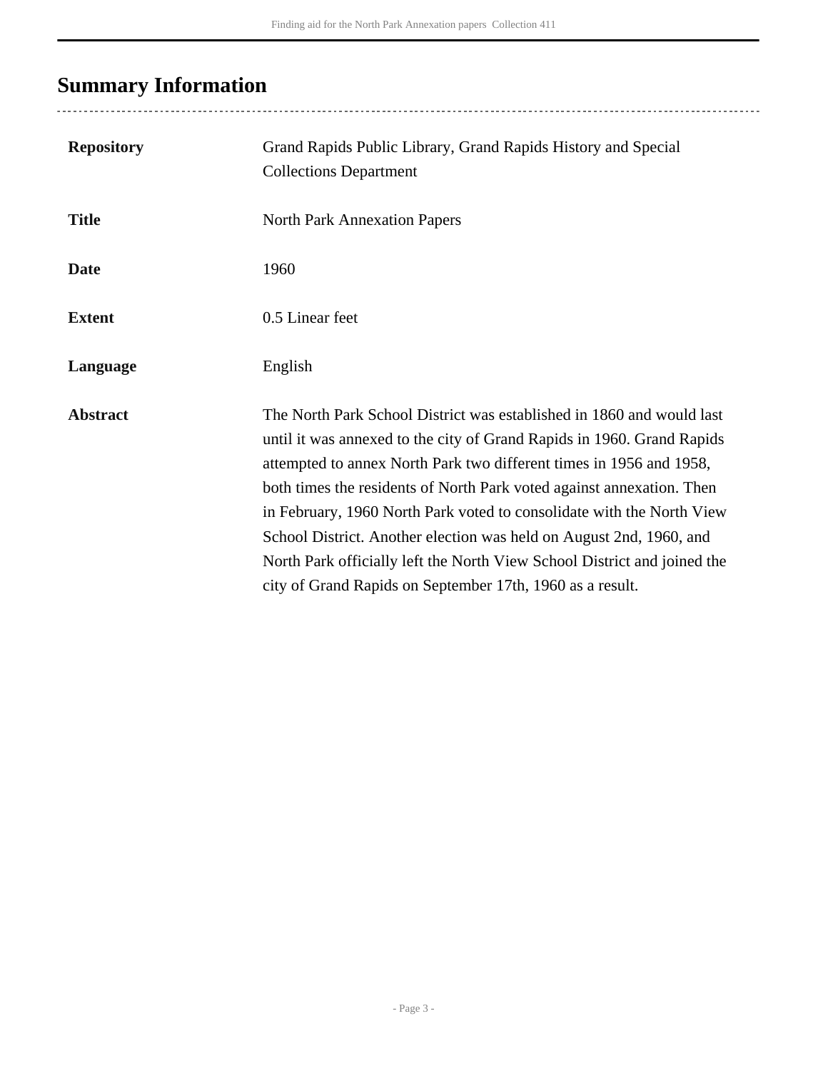## Summary Information

| | |
|---|---|
| **Repository** | Grand Rapids Public Library, Grand Rapids History and Special Collections Department |
| **Title** | North Park Annexation Papers |
| **Date** | 1960 |
| **Extent** | 0.5 Linear feet |
| **Language** | English |
| **Abstract** | The North Park School District was established in 1860 and would last until it was annexed to the city of Grand Rapids in 1960. Grand Rapids attempted to annex North Park two different times in 1956 and 1958, both times the residents of North Park voted against annexation. Then in February, 1960 North Park voted to consolidate with the North View School District. Another election was held on August 2nd, 1960, and North Park officially left the North View School District and joined the city of Grand Rapids on September 17th, 1960 as a result. |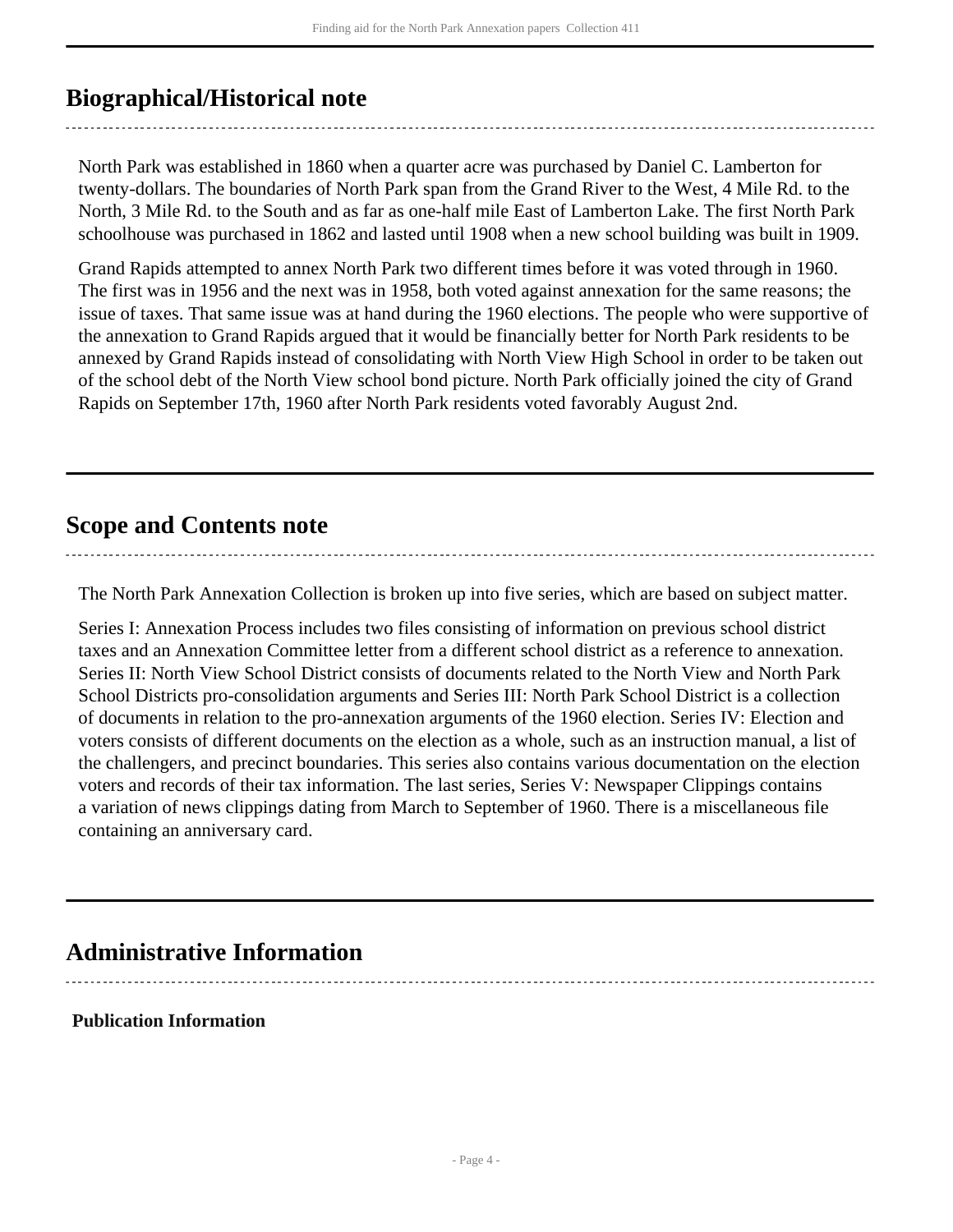## Biographical/Historical note

North Park was established in 1860 when a quarter acre was purchased by Daniel C. Lamberton for twenty-dollars. The boundaries of North Park span from the Grand River to the West, 4 Mile Rd. to the North, 3 Mile Rd. to the South and as far as one-half mile East of Lamberton Lake. The first North Park schoolhouse was purchased in 1862 and lasted until 1908 when a new school building was built in 1909.

Grand Rapids attempted to annex North Park two different times before it was voted through in 1960. The first was in 1956 and the next was in 1958, both voted against annexation for the same reasons; the issue of taxes. That same issue was at hand during the 1960 elections. The people who were supportive of the annexation to Grand Rapids argued that it would be financially better for North Park residents to be annexed by Grand Rapids instead of consolidating with North View High School in order to be taken out of the school debt of the North View school bond picture. North Park officially joined the city of Grand Rapids on September 17th, 1960 after North Park residents voted favorably August 2nd.

## Scope and Contents note

The North Park Annexation Collection is broken up into five series, which are based on subject matter.

Series I: Annexation Process includes two files consisting of information on previous school district taxes and an Annexation Committee letter from a different school district as a reference to annexation. Series II: North View School District consists of documents related to the North View and North Park School Districts pro-consolidation arguments and Series III: North Park School District is a collection of documents in relation to the pro-annexation arguments of the 1960 election. Series IV: Election and voters consists of different documents on the election as a whole, such as an instruction manual, a list of the challengers, and precinct boundaries. This series also contains various documentation on the election voters and records of their tax information. The last series, Series V: Newspaper Clippings contains a variation of news clippings dating from March to September of 1960. There is a miscellaneous file containing an anniversary card.

## Administrative Information

**Publication Information**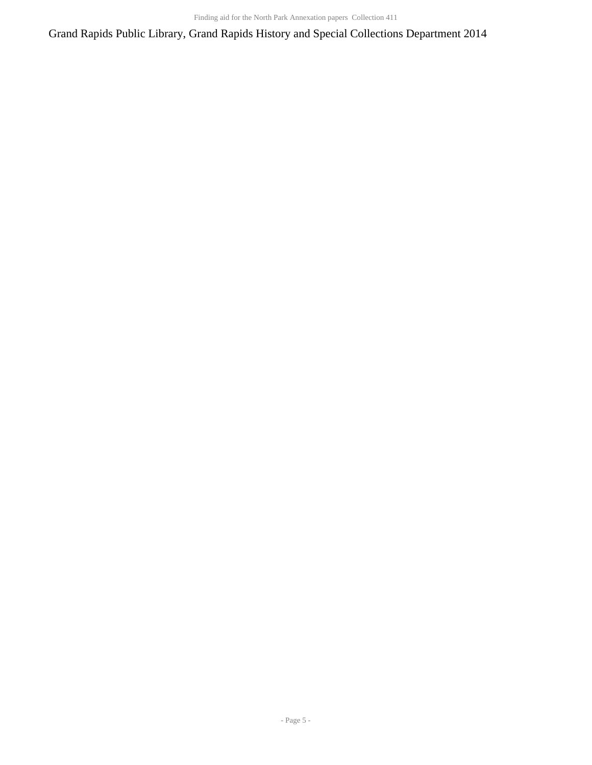Grand Rapids Public Library, Grand Rapids History and Special Collections Department 2014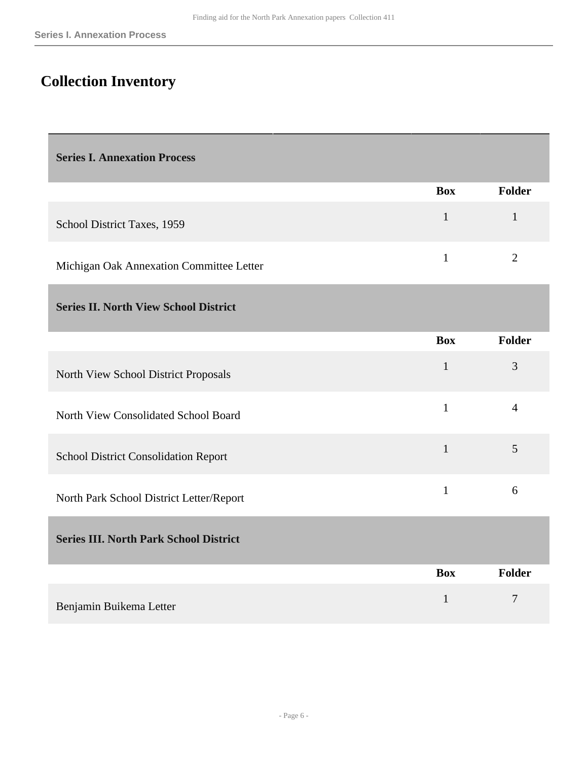## Collection Inventory

### Series I. Annexation Process

| | Box | Folder |
|---|---|---|
| School District Taxes, 1959 | 1 | 1 |
| Michigan Oak Annexation Committee Letter | 1 | 2 |

### Series II. North View School District

| | Box | Folder |
|---|---|---|
| North View School District Proposals | 1 | 3 |
| North View Consolidated School Board | 1 | 4 |
| School District Consolidation Report | 1 | 5 |
| North Park School District Letter/Report | 1 | 6 |

### Series III. North Park School District

| | Box | Folder |
|---|---|---|
| Benjamin Buikema Letter | 1 | 7 |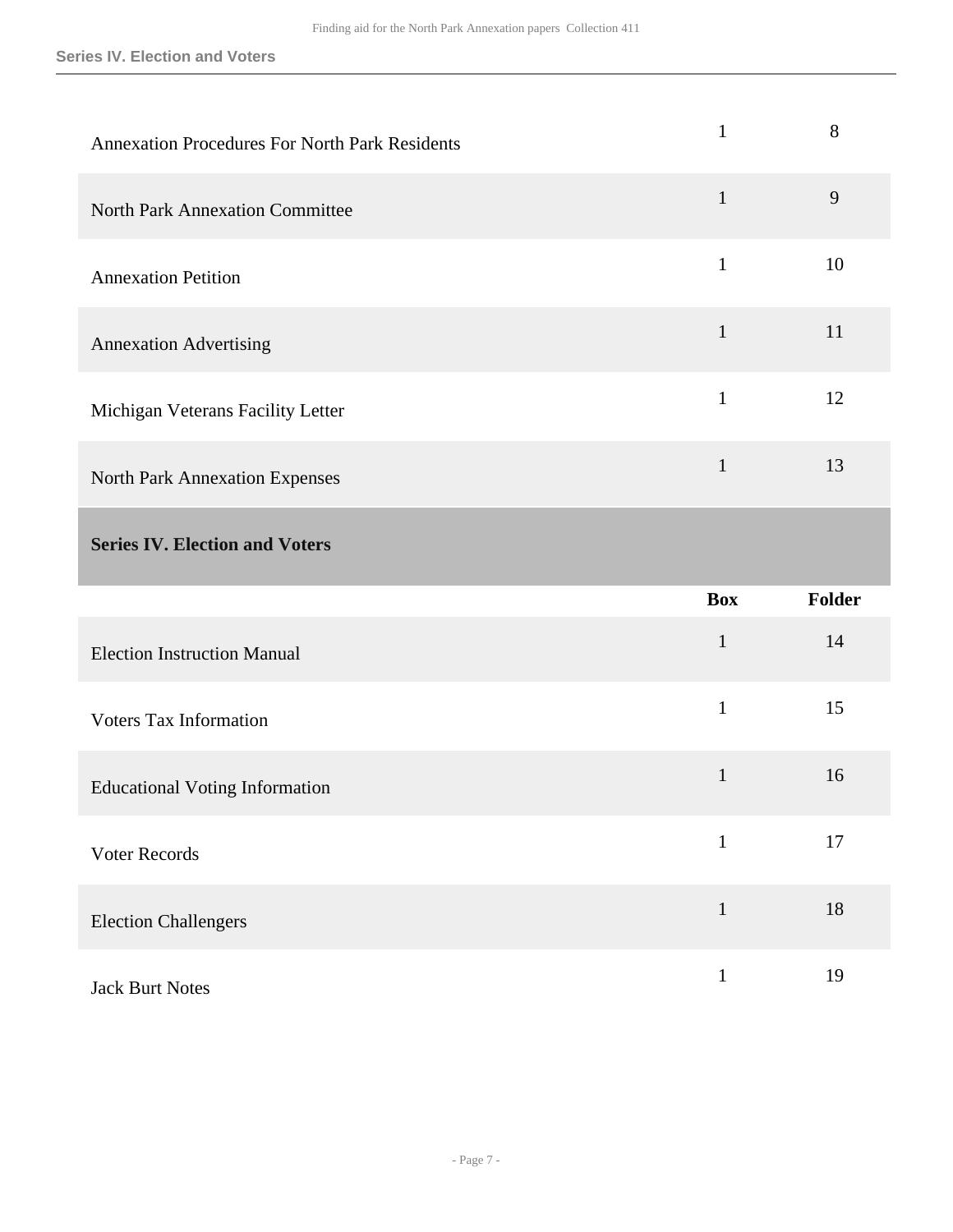| | Box | Folder |
|---|---|---|
| Annexation Procedures For North Park Residents | 1 | 8 |
| North Park Annexation Committee | 1 | 9 |
| Annexation Petition | 1 | 10 |
| Annexation Advertising | 1 | 11 |
| Michigan Veterans Facility Letter | 1 | 12 |
| North Park Annexation Expenses | 1 | 13 |

## Series IV. Election and Voters

| | Box | Folder |
|---|---|---|
| Election Instruction Manual | 1 | 14 |
| Voters Tax Information | 1 | 15 |
| Educational Voting Information | 1 | 16 |
| Voter Records | 1 | 17 |
| Election Challengers | 1 | 18 |
| Jack Burt Notes | 1 | 19 |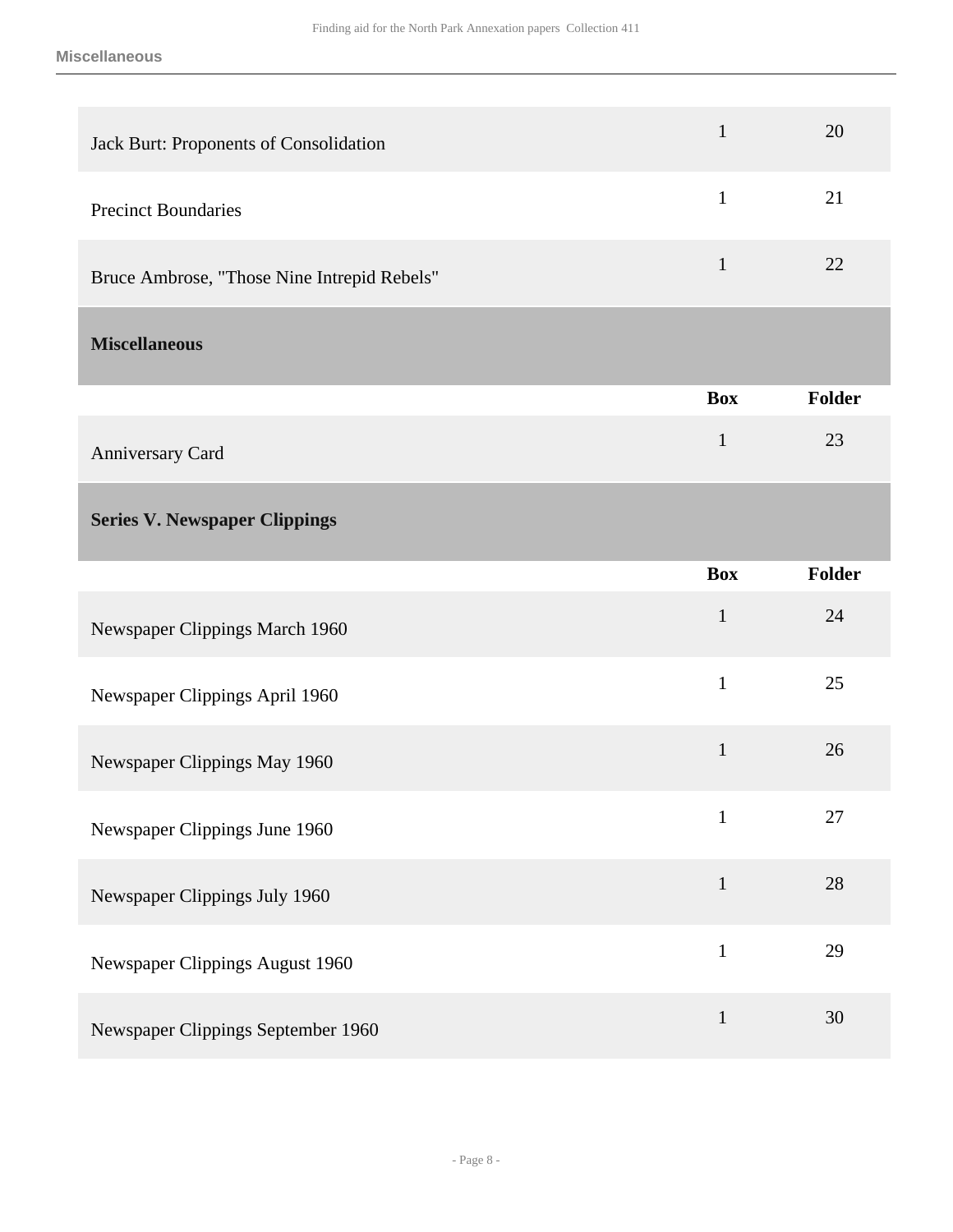| | Box | Folder |
|---|---|---|
| Jack Burt: Proponents of Consolidation | 1 | 20 |
| Precinct Boundaries | 1 | 21 |
| Bruce Ambrose, "Those Nine Intrepid Rebels" | 1 | 22 |

### Miscellaneous

| | Box | Folder |
|---|---|---|
| Anniversary Card | 1 | 23 |

### Series V. Newspaper Clippings

| | Box | Folder |
|---|---|---|
| Newspaper Clippings March 1960 | 1 | 24 |
| Newspaper Clippings April 1960 | 1 | 25 |
| Newspaper Clippings May 1960 | 1 | 26 |
| Newspaper Clippings June 1960 | 1 | 27 |
| Newspaper Clippings July 1960 | 1 | 28 |
| Newspaper Clippings August 1960 | 1 | 29 |
| Newspaper Clippings September 1960 | 1 | 30 |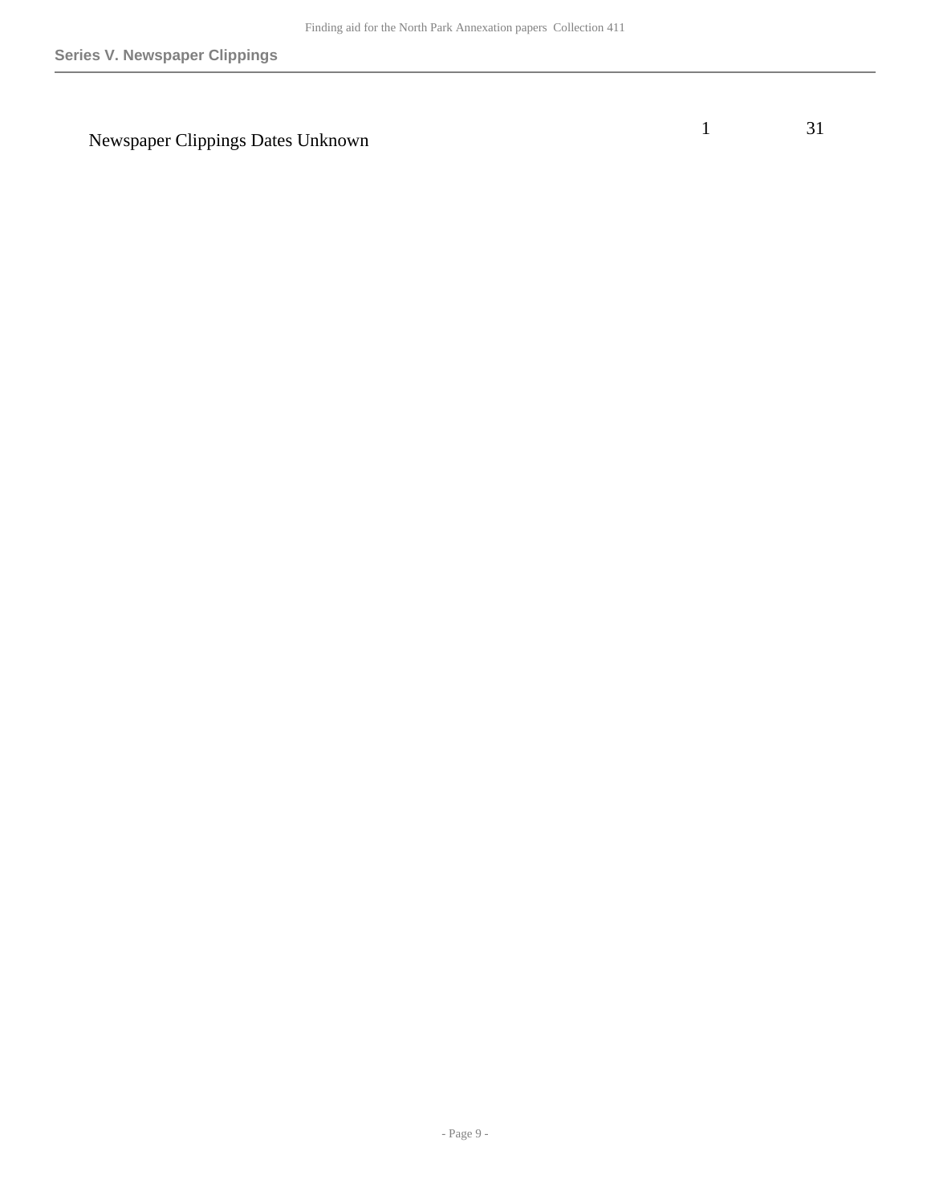### Series V. Newspaper Clippings

| | | |
|---|---|---|
| Newspaper Clippings Dates Unknown | 1 | 31 |